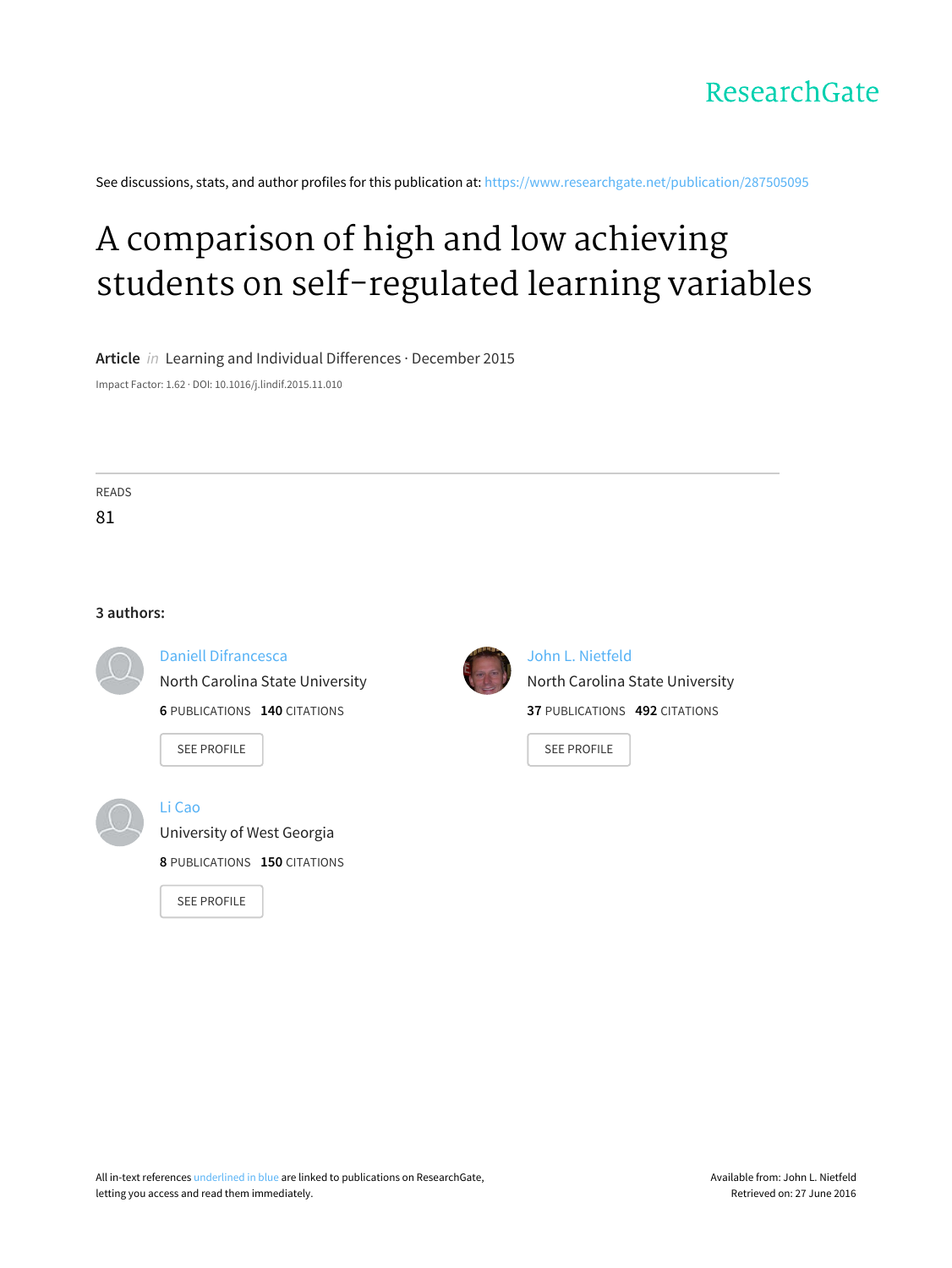ResearchGate

See discussions, stats, and author profiles for this publication at: https://www.researchgate.net/publication/287505095

# A comparison of high and low achieving students on self-regulated learning variables

**Article** *in* Learning and Individual Differences · December 2015

Impact Factor: 1.62 · DOI: 10.1016/j.lindif.2015.11.010

READS

81

**3 authors:**

Daniell Difrancesca
North Carolina State University
**6** PUBLICATIONS **140** CITATIONS

SEE PROFILE

John L. Nietfeld
North Carolina State University
**37** PUBLICATIONS **492** CITATIONS

SEE PROFILE

Li Cao
University of West Georgia
**8** PUBLICATIONS **150** CITATIONS

SEE PROFILE

All in-text references underlined in blue are linked to publications on ResearchGate, letting you access and read them immediately.

Available from: John L. Nietfeld
Retrieved on: 27 June 2016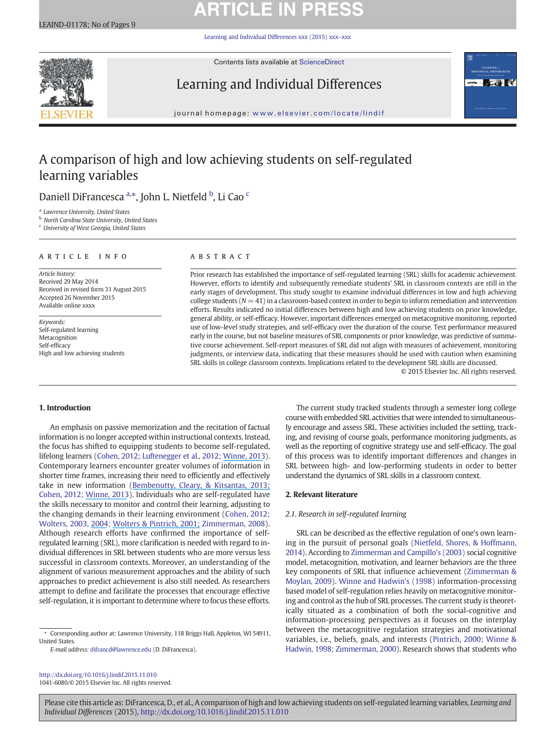# A comparison of high and low achieving students on self-regulated learning variables

Daniell DiFrancesca [a,*], John L. Nietfeld [b], Li Cao [c]

[a] Lawrence University, United States
[b] North Carolina State University, United States
[c] University of West Georgia, United States

**ARTICLE INFO**

*Article history:*
Received 29 May 2014
Received in revised form 31 August 2015
Accepted 26 November 2015
Available online xxxx

*Keywords:*
Self-regulated learning
Metacognition
Self-efficacy
High and low achieving students

**ABSTRACT**

Prior research has established the importance of self-regulated learning (SRL) skills for academic achievement. However, efforts to identify and subsequently remediate students' SRL in classroom contexts are still in the early stages of development. This study sought to examine individual differences in low and high achieving college students ($N = 41$) in a classroom-based context in order to begin to inform remediation and intervention efforts. Results indicated no initial differences between high and low achieving students on prior knowledge, general ability, or self-efficacy. However, important differences emerged on metacognitive monitoring, reported use of low-level study strategies, and self-efficacy over the duration of the course. Test performance measured early in the course, but not baseline measures of SRL components or prior knowledge, was predictive of summative course achievement. Self-report measures of SRL did not align with measures of achievement, monitoring judgments, or interview data, indicating that these measures should be used with caution when examining SRL skills in college classroom contexts. Implications related to the development SRL skills are discussed.

© 2015 Elsevier Inc. All rights reserved.

## 1. Introduction

An emphasis on passive memorization and the recitation of factual information is no longer accepted within instructional contexts. Instead, the focus has shifted to equipping students to become self-regulated, lifelong learners (Cohen, 2012; Luftenegger et al., 2012; Winne, 2013). Contemporary learners encounter greater volumes of information in shorter time frames, increasing their need to efficiently and effectively take in new information (Bembenutty, Cleary, & Kitsantas, 2013; Cohen, 2012; Winne, 2013). Individuals who are self-regulated have the skills necessary to monitor and control their learning, adjusting to the changing demands in their learning environment (Cohen, 2012; Wolters, 2003, 2004; Wolters & Pintrich, 2001; Zimmerman, 2008). Although research efforts have confirmed the importance of self-regulated learning (SRL), more clarification is needed with regard to individual differences in SRL between students who are more versus less successful in classroom contexts. Moreover, an understanding of the alignment of various measurement approaches and the ability of such approaches to predict achievement is also still needed. As researchers attempt to define and facilitate the processes that encourage effective self-regulation, it is important to determine where to focus these efforts.

The current study tracked students through a semester long college course with embedded SRL activities that were intended to simultaneously encourage and assess SRL. These activities included the setting, tracking, and revising of course goals, performance monitoring judgments, as well as the reporting of cognitive strategy use and self-efficacy. The goal of this process was to identify important differences and changes in SRL between high- and low-performing students in order to better understand the dynamics of SRL skills in a classroom context.

## 2. Relevant literature

### 2.1. Research in self-regulated learning

SRL can be described as the effective regulation of one's own learning in the pursuit of personal goals (Nietfeld, Shores, & Hoffmann, 2014). According to Zimmerman and Campillo's (2003) social cognitive model, metacognition, motivation, and learner behaviors are the three key components of SRL that influence achievement (Zimmerman & Moylan, 2009). Winne and Hadwin's (1998) information-processing based model of self-regulation relies heavily on metacognitive monitoring and control as the hub of SRL processes. The current study is theoretically situated as a combination of both the social-cognitive and information-processing perspectives as it focuses on the interplay between the metacognitive regulation strategies and motivational variables, i.e., beliefs, goals, and interests (Pintrich, 2000; Winne & Hadwin, 1998; Zimmerman, 2000). Research shows that students who

* Corresponding author at: Lawrence University, 118 Briggs Hall, Appleton, WI 54911, United States.
*E-mail address:* difrancd@lawrence.edu (D. DiFrancesca).

http://dx.doi.org/10.1016/j.lindif.2015.11.010
1041-6080/© 2015 Elsevier Inc. All rights reserved.

Please cite this article as: DiFrancesca, D., et al., A comparison of high and low achieving students on self-regulated learning variables, *Learning and Individual Differences* (2015), http://dx.doi.org/10.1016/j.lindif.2015.11.010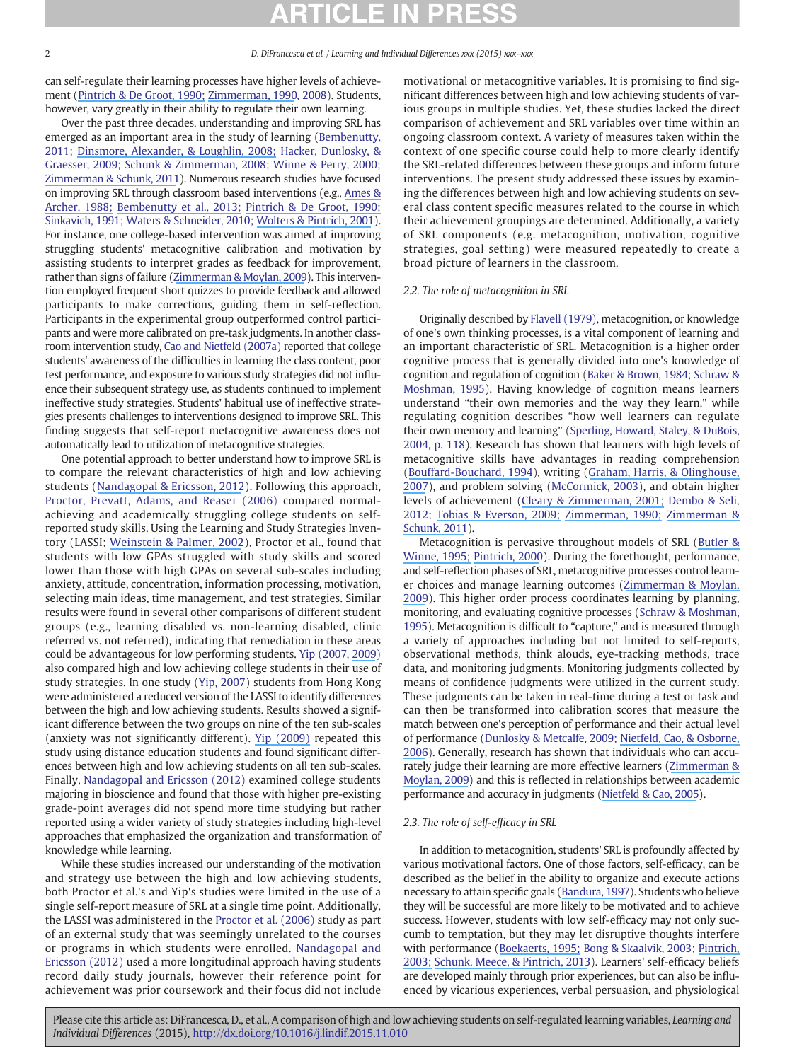can self-regulate their learning processes have higher levels of achievement (Pintrich & De Groot, 1990; Zimmerman, 1990, 2008). Students, however, vary greatly in their ability to regulate their own learning.

Over the past three decades, understanding and improving SRL has emerged as an important area in the study of learning (Bembenutty, 2011; Dinsmore, Alexander, & Loughlin, 2008; Hacker, Dunlosky, & Graesser, 2009; Schunk & Zimmerman, 2008; Winne & Perry, 2000; Zimmerman & Schunk, 2011). Numerous research studies have focused on improving SRL through classroom based interventions (e.g., Ames & Archer, 1988; Bembenutty et al., 2013; Pintrich & De Groot, 1990; Sinkavich, 1991; Waters & Schneider, 2010; Wolters & Pintrich, 2001). For instance, one college-based intervention was aimed at improving struggling students' metacognitive calibration and motivation by assisting students to interpret grades as feedback for improvement, rather than signs of failure (Zimmerman & Moylan, 2009). This intervention employed frequent short quizzes to provide feedback and allowed participants to make corrections, guiding them in self-reflection. Participants in the experimental group outperformed control participants and were more calibrated on pre-task judgments. In another classroom intervention study, Cao and Nietfeld (2007a) reported that college students' awareness of the difficulties in learning the class content, poor test performance, and exposure to various study strategies did not influence their subsequent strategy use, as students continued to implement ineffective study strategies. Students' habitual use of ineffective strategies presents challenges to interventions designed to improve SRL. This finding suggests that self-report metacognitive awareness does not automatically lead to utilization of metacognitive strategies.

One potential approach to better understand how to improve SRL is to compare the relevant characteristics of high and low achieving students (Nandagopal & Ericsson, 2012). Following this approach, Proctor, Prevatt, Adams, and Reaser (2006) compared normal-achieving and academically struggling college students on self-reported study skills. Using the Learning and Study Strategies Inventory (LASSI; Weinstein & Palmer, 2002), Proctor et al., found that students with low GPAs struggled with study skills and scored lower than those with high GPAs on several sub-scales including anxiety, attitude, concentration, information processing, motivation, selecting main ideas, time management, and test strategies. Similar results were found in several other comparisons of different student groups (e.g., learning disabled vs. non-learning disabled, clinic referred vs. not referred), indicating that remediation in these areas could be advantageous for low performing students. Yip (2007, 2009) also compared high and low achieving college students in their use of study strategies. In one study (Yip, 2007) students from Hong Kong were administered a reduced version of the LASSI to identify differences between the high and low achieving students. Results showed a significant difference between the two groups on nine of the ten sub-scales (anxiety was not significantly different). Yip (2009) repeated this study using distance education students and found significant differences between high and low achieving students on all ten sub-scales. Finally, Nandagopal and Ericsson (2012) examined college students majoring in bioscience and found that those with higher pre-existing grade-point averages did not spend more time studying but rather reported using a wider variety of study strategies including high-level approaches that emphasized the organization and transformation of knowledge while learning.

While these studies increased our understanding of the motivation and strategy use between the high and low achieving students, both Proctor et al.'s and Yip's studies were limited in the use of a single self-report measure of SRL at a single time point. Additionally, the LASSI was administered in the Proctor et al. (2006) study as part of an external study that was seemingly unrelated to the courses or programs in which students were enrolled. Nandagopal and Ericsson (2012) used a more longitudinal approach having students record daily study journals, however their reference point for achievement was prior coursework and their focus did not include motivational or metacognitive variables. It is promising to find significant differences between high and low achieving students of various groups in multiple studies. Yet, these studies lacked the direct comparison of achievement and SRL variables over time within an ongoing classroom context. A variety of measures taken within the context of one specific course could help to more clearly identify the SRL-related differences between these groups and inform future interventions. The present study addressed these issues by examining the differences between high and low achieving students on several class content specific measures related to the course in which their achievement groupings are determined. Additionally, a variety of SRL components (e.g. metacognition, motivation, cognitive strategies, goal setting) were measured repeatedly to create a broad picture of learners in the classroom.

### 2.2. The role of metacognition in SRL

Originally described by Flavell (1979), metacognition, or knowledge of one's own thinking processes, is a vital component of learning and an important characteristic of SRL. Metacognition is a higher order cognitive process that is generally divided into one's knowledge of cognition and regulation of cognition (Baker & Brown, 1984; Schraw & Moshman, 1995). Having knowledge of cognition means learners understand "their own memories and the way they learn," while regulating cognition describes "how well learners can regulate their own memory and learning" (Sperling, Howard, Staley, & DuBois, 2004, p. 118). Research has shown that learners with high levels of metacognitive skills have advantages in reading comprehension (Bouffard-Bouchard, 1994), writing (Graham, Harris, & Olinghouse, 2007), and problem solving (McCormick, 2003), and obtain higher levels of achievement (Cleary & Zimmerman, 2001; Dembo & Seli, 2012; Tobias & Everson, 2009; Zimmerman, 1990; Zimmerman & Schunk, 2011).

Metacognition is pervasive throughout models of SRL (Butler & Winne, 1995; Pintrich, 2000). During the forethought, performance, and self-reflection phases of SRL, metacognitive processes control learner choices and manage learning outcomes (Zimmerman & Moylan, 2009). This higher order process coordinates learning by planning, monitoring, and evaluating cognitive processes (Schraw & Moshman, 1995). Metacognition is difficult to "capture," and is measured through a variety of approaches including but not limited to self-reports, observational methods, think alouds, eye-tracking methods, trace data, and monitoring judgments. Monitoring judgments collected by means of confidence judgments were utilized in the current study. These judgments can be taken in real-time during a test or task and can then be transformed into calibration scores that measure the match between one's perception of performance and their actual level of performance (Dunlosky & Metcalfe, 2009; Nietfeld, Cao, & Osborne, 2006). Generally, research has shown that individuals who can accurately judge their learning are more effective learners (Zimmerman & Moylan, 2009) and this is reflected in relationships between academic performance and accuracy in judgments (Nietfeld & Cao, 2005).

### 2.3. The role of self-efficacy in SRL

In addition to metacognition, students' SRL is profoundly affected by various motivational factors. One of those factors, self-efficacy, can be described as the belief in the ability to organize and execute actions necessary to attain specific goals (Bandura, 1997). Students who believe they will be successful are more likely to be motivated and to achieve success. However, students with low self-efficacy may not only succumb to temptation, but they may let disruptive thoughts interfere with performance (Boekaerts, 1995; Bong & Skaalvik, 2003; Pintrich, 2003; Schunk, Meece, & Pintrich, 2013). Learners' self-efficacy beliefs are developed mainly through prior experiences, but can also be influenced by vicarious experiences, verbal persuasion, and physiological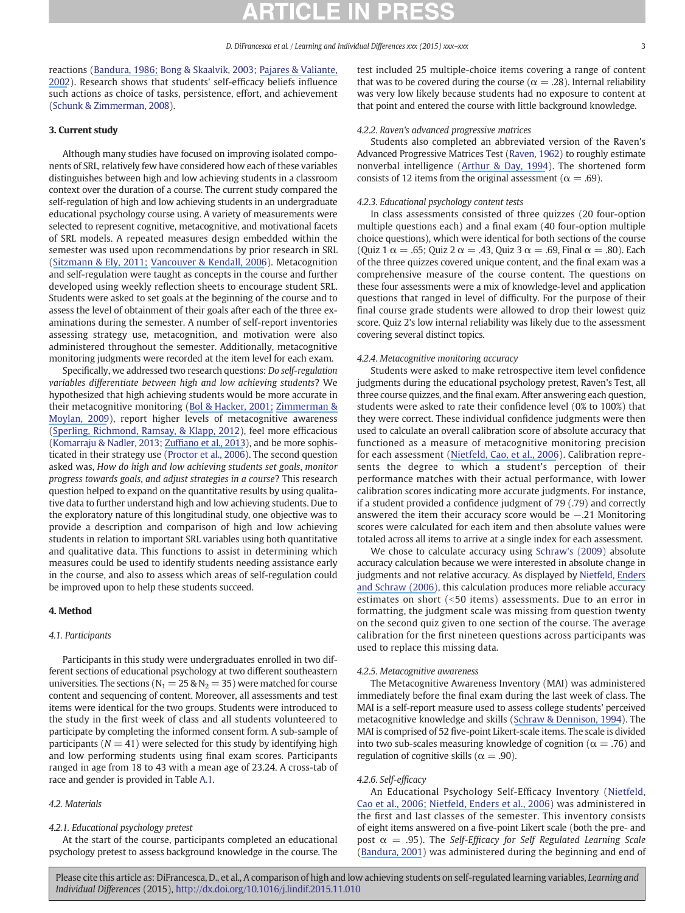reactions (Bandura, 1986; Bong & Skaalvik, 2003; Pajares & Valiante, 2002). Research shows that students' self-efficacy beliefs influence such actions as choice of tasks, persistence, effort, and achievement (Schunk & Zimmerman, 2008).

## 3. Current study

Although many studies have focused on improving isolated components of SRL, relatively few have considered how each of these variables distinguishes between high and low achieving students in a classroom context over the duration of a course. The current study compared the self-regulation of high and low achieving students in an undergraduate educational psychology course using. A variety of measurements were selected to represent cognitive, metacognitive, and motivational facets of SRL models. A repeated measures design embedded within the semester was used upon recommendations by prior research in SRL (Sitzmann & Ely, 2011; Vancouver & Kendall, 2006). Metacognition and self-regulation were taught as concepts in the course and further developed using weekly reflection sheets to encourage student SRL. Students were asked to set goals at the beginning of the course and to assess the level of obtainment of their goals after each of the three examinations during the semester. A number of self-report inventories assessing strategy use, metacognition, and motivation were also administered throughout the semester. Additionally, metacognitive monitoring judgments were recorded at the item level for each exam.

Specifically, we addressed two research questions: *Do self-regulation variables differentiate between high and low achieving students*? We hypothesized that high achieving students would be more accurate in their metacognitive monitoring (Bol & Hacker, 2001; Zimmerman & Moylan, 2009), report higher levels of metacognitive awareness (Sperling, Richmond, Ramsay, & Klapp, 2012), feel more efficacious (Komarraju & Nadler, 2013; Zuffiano et al., 2013), and be more sophisticated in their strategy use (Proctor et al., 2006). The second question asked was, *How do high and low achieving students set goals, monitor progress towards goals, and adjust strategies in a course*? This research question helped to expand on the quantitative results by using qualitative data to further understand high and low achieving students. Due to the exploratory nature of this longitudinal study, one objective was to provide a description and comparison of high and low achieving students in relation to important SRL variables using both quantitative and qualitative data. This functions to assist in determining which measures could be used to identify students needing assistance early in the course, and also to assess which areas of self-regulation could be improved upon to help these students succeed.

## 4. Method

### 4.1. Participants

Participants in this study were undergraduates enrolled in two different sections of educational psychology at two different southeastern universities. The sections ($N_1 = 25$ & $N_2 = 35$) were matched for course content and sequencing of content. Moreover, all assessments and test items were identical for the two groups. Students were introduced to the study in the first week of class and all students volunteered to participate by completing the informed consent form. A sub-sample of participants ($N = 41$) were selected for this study by identifying high and low performing students using final exam scores. Participants ranged in age from 18 to 43 with a mean age of 23.24. A cross-tab of race and gender is provided in Table A.1.

### 4.2. Materials

#### 4.2.1. Educational psychology pretest

At the start of the course, participants completed an educational psychology pretest to assess background knowledge in the course. The test included 25 multiple-choice items covering a range of content that was to be covered during the course ($\alpha = .28$). Internal reliability was very low likely because students had no exposure to content at that point and entered the course with little background knowledge.

#### 4.2.2. Raven's advanced progressive matrices

Students also completed an abbreviated version of the Raven's Advanced Progressive Matrices Test (Raven, 1962) to roughly estimate nonverbal intelligence (Arthur & Day, 1994). The shortened form consists of 12 items from the original assessment ($\alpha = .69$).

#### 4.2.3. Educational psychology content tests

In class assessments consisted of three quizzes (20 four-option multiple choice questions each) and a final exam (40 four-option multiple choice questions), which were identical for both sections of the course (Quiz 1 $\alpha = .65$; Quiz 2 $\alpha = .43$, Quiz 3 $\alpha = .69$, Final $\alpha = .80$). Each of the three quizzes covered unique content, and the final exam was a comprehensive measure of the course content. The questions on these four assessments were a mix of knowledge-level and application questions that ranged in level of difficulty. For the purpose of their final course grade students were allowed to drop their lowest quiz score. Quiz 2's low internal reliability was likely due to the assessment covering several distinct topics.

#### 4.2.4. Metacognitive monitoring accuracy

Students were asked to make retrospective item level confidence judgments during the educational psychology pretest, Raven's Test, all three course quizzes, and the final exam. After answering each question, students were asked to rate their confidence level (0% to 100%) that they were correct. These individual confidence judgments were then used to calculate an overall calibration score of absolute accuracy that functioned as a measure of metacognitive monitoring precision for each assessment (Nietfeld, Cao, et al., 2006). Calibration represents the degree to which a student's perception of their performance matches with their actual performance, with lower calibration scores indicating more accurate judgments. For instance, if a student provided a confidence judgment of 79 (.79) and correctly answered the item their accuracy score would be −.21 Monitoring scores were calculated for each item and then absolute values were totaled across all items to arrive at a single index for each assessment.

We chose to calculate accuracy using Schraw's (2009) absolute accuracy calculation because we were interested in absolute change in judgments and not relative accuracy. As displayed by Nietfeld, Enders and Schraw (2006), this calculation produces more reliable accuracy estimates on short (<50 items) assessments. Due to an error in formatting, the judgment scale was missing from question twenty on the second quiz given to one section of the course. The average calibration for the first nineteen questions across participants was used to replace this missing data.

#### 4.2.5. Metacognitive awareness

The Metacognitive Awareness Inventory (MAI) was administered immediately before the final exam during the last week of class. The MAI is a self-report measure used to assess college students' perceived metacognitive knowledge and skills (Schraw & Dennison, 1994). The MAI is comprised of 52 five-point Likert-scale items. The scale is divided into two sub-scales measuring knowledge of cognition ($\alpha = .76$) and regulation of cognitive skills ($\alpha = .90$).

#### 4.2.6. Self-efficacy

An Educational Psychology Self-Efficacy Inventory (Nietfeld, Cao et al., 2006; Nietfeld, Enders et al., 2006) was administered in the first and last classes of the semester. This inventory consists of eight items answered on a five-point Likert scale (both the pre- and post $\alpha = .95$). The *Self-Efficacy for Self Regulated Learning Scale* (Bandura, 2001) was administered during the beginning and end of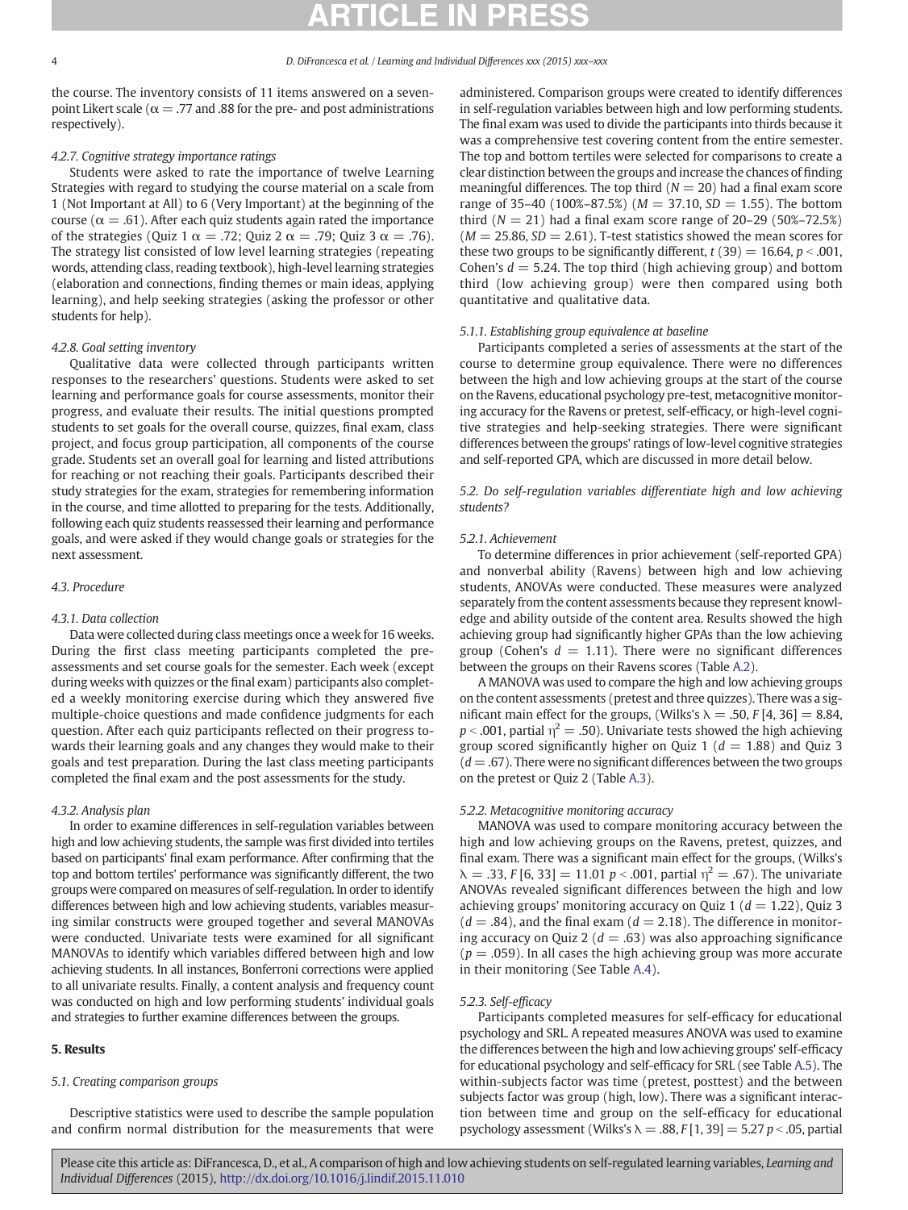the course. The inventory consists of 11 items answered on a seven-point Likert scale ($\alpha = .77$ and .88 for the pre- and post administrations respectively).

#### 4.2.7. Cognitive strategy importance ratings

Students were asked to rate the importance of twelve Learning Strategies with regard to studying the course material on a scale from 1 (Not Important at All) to 6 (Very Important) at the beginning of the course ($\alpha = .61$). After each quiz students again rated the importance of the strategies (Quiz 1 $\alpha = .72$; Quiz 2 $\alpha = .79$; Quiz 3 $\alpha = .76$). The strategy list consisted of low level learning strategies (repeating words, attending class, reading textbook), high-level learning strategies (elaboration and connections, finding themes or main ideas, applying learning), and help seeking strategies (asking the professor or other students for help).

#### 4.2.8. Goal setting inventory

Qualitative data were collected through participants written responses to the researchers' questions. Students were asked to set learning and performance goals for course assessments, monitor their progress, and evaluate their results. The initial questions prompted students to set goals for the overall course, quizzes, final exam, class project, and focus group participation, all components of the course grade. Students set an overall goal for learning and listed attributions for reaching or not reaching their goals. Participants described their study strategies for the exam, strategies for remembering information in the course, and time allotted to preparing for the tests. Additionally, following each quiz students reassessed their learning and performance goals, and were asked if they would change goals or strategies for the next assessment.

### 4.3. Procedure

#### 4.3.1. Data collection

Data were collected during class meetings once a week for 16 weeks. During the first class meeting participants completed the pre-assessments and set course goals for the semester. Each week (except during weeks with quizzes or the final exam) participants also completed a weekly monitoring exercise during which they answered five multiple-choice questions and made confidence judgments for each question. After each quiz participants reflected on their progress towards their learning goals and any changes they would make to their goals and test preparation. During the last class meeting participants completed the final exam and the post assessments for the study.

#### 4.3.2. Analysis plan

In order to examine differences in self-regulation variables between high and low achieving students, the sample was first divided into tertiles based on participants' final exam performance. After confirming that the top and bottom tertiles' performance was significantly different, the two groups were compared on measures of self-regulation. In order to identify differences between high and low achieving students, variables measuring similar constructs were grouped together and several MANOVAs were conducted. Univariate tests were examined for all significant MANOVAs to identify which variables differed between high and low achieving students. In all instances, Bonferroni corrections were applied to all univariate results. Finally, a content analysis and frequency count was conducted on high and low performing students' individual goals and strategies to further examine differences between the groups.

## 5. Results

### 5.1. Creating comparison groups

Descriptive statistics were used to describe the sample population and confirm normal distribution for the measurements that were administered. Comparison groups were created to identify differences in self-regulation variables between high and low performing students. The final exam was used to divide the participants into thirds because it was a comprehensive test covering content from the entire semester. The top and bottom tertiles were selected for comparisons to create a clear distinction between the groups and increase the chances of finding meaningful differences. The top third ($N = 20$) had a final exam score range of 35–40 (100%–87.5%) ($M = 37.10$, $SD = 1.55$). The bottom third ($N = 21$) had a final exam score range of 20–29 (50%–72.5%) ($M = 25.86$, $SD = 2.61$). T-test statistics showed the mean scores for these two groups to be significantly different, $t\,(39) = 16.64$, $p < .001$, Cohen's $d = 5.24$. The top third (high achieving group) and bottom third (low achieving group) were then compared using both quantitative and qualitative data.

#### 5.1.1. Establishing group equivalence at baseline

Participants completed a series of assessments at the start of the course to determine group equivalence. There were no differences between the high and low achieving groups at the start of the course on the Ravens, educational psychology pre-test, metacognitive monitoring accuracy for the Ravens or pretest, self-efficacy, or high-level cognitive strategies and help-seeking strategies. There were significant differences between the groups' ratings of low-level cognitive strategies and self-reported GPA, which are discussed in more detail below.

### 5.2. Do self-regulation variables differentiate high and low achieving students?

#### 5.2.1. Achievement

To determine differences in prior achievement (self-reported GPA) and nonverbal ability (Ravens) between high and low achieving students, ANOVAs were conducted. These measures were analyzed separately from the content assessments because they represent knowledge and ability outside of the content area. Results showed the high achieving group had significantly higher GPAs than the low achieving group (Cohen's $d = 1.11$). There were no significant differences between the groups on their Ravens scores (Table A.2).

A MANOVA was used to compare the high and low achieving groups on the content assessments (pretest and three quizzes). There was a significant main effect for the groups, (Wilks's $\lambda = .50$, $F\,[4, 36] = 8.84$, $p < .001$, partial $\eta^2 = .50$). Univariate tests showed the high achieving group scored significantly higher on Quiz 1 ($d = 1.88$) and Quiz 3 ($d = .67$). There were no significant differences between the two groups on the pretest or Quiz 2 (Table A.3).

#### 5.2.2. Metacognitive monitoring accuracy

MANOVA was used to compare monitoring accuracy between the high and low achieving groups on the Ravens, pretest, quizzes, and final exam. There was a significant main effect for the groups, (Wilks's $\lambda = .33$, $F\,[6, 33] = 11.01$ $p < .001$, partial $\eta^2 = .67$). The univariate ANOVAs revealed significant differences between the high and low achieving groups' monitoring accuracy on Quiz 1 ($d = 1.22$), Quiz 3 ($d = .84$), and the final exam ($d = 2.18$). The difference in monitoring accuracy on Quiz 2 ($d = .63$) was also approaching significance ($p = .059$). In all cases the high achieving group was more accurate in their monitoring (See Table A.4).

#### 5.2.3. Self-efficacy

Participants completed measures for self-efficacy for educational psychology and SRL. A repeated measures ANOVA was used to examine the differences between the high and low achieving groups' self-efficacy for educational psychology and self-efficacy for SRL (see Table A.5). The within-subjects factor was time (pretest, posttest) and the between subjects factor was group (high, low). There was a significant interaction between time and group on the self-efficacy for educational psychology assessment (Wilks's $\lambda = .88$, $F\,[1, 39] = 5.27$ $p < .05$, partial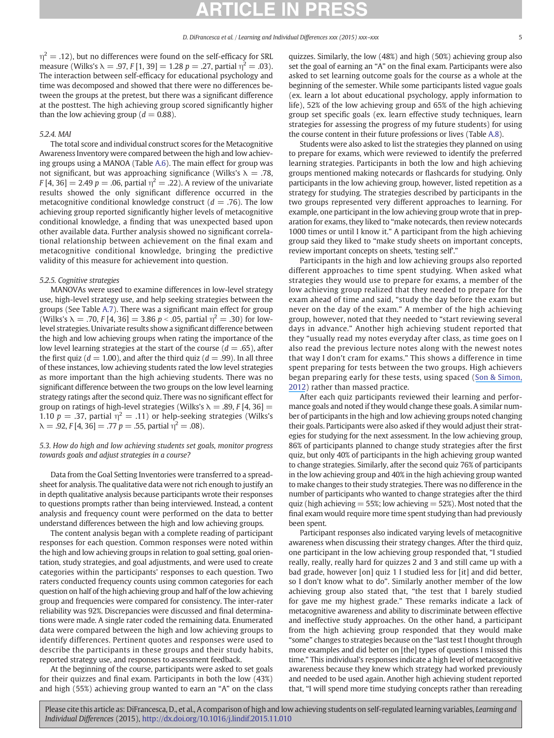$\eta^2 = .12$), but no differences were found on the self-efficacy for SRL measure (Wilks's $\lambda = .97$, $F\,[1, 39] = 1.28$ $p = .27$, partial $\eta^2 = .03$). The interaction between self-efficacy for educational psychology and time was decomposed and showed that there were no differences between the groups at the pretest, but there was a significant difference at the posttest. The high achieving group scored significantly higher than the low achieving group ($d = 0.88$).

#### 5.2.4. MAI

The total score and individual construct scores for the Metacognitive Awareness Inventory were compared between the high and low achieving groups using a MANOA (Table A.6). The main effect for group was not significant, but was approaching significance (Wilks's $\lambda = .78$, $F\,[4, 36] = 2.49$ $p = .06$, partial $\eta^2 = .22$). A review of the univariate results showed the only significant difference occurred in the metacognitive conditional knowledge construct ($d = .76$). The low achieving group reported significantly higher levels of metacognitive conditional knowledge, a finding that was unexpected based upon other available data. Further analysis showed no significant correlational relationship between achievement on the final exam and metacognitive conditional knowledge, bringing the predictive validity of this measure for achievement into question.

#### 5.2.5. Cognitive strategies

MANOVAs were used to examine differences in low-level strategy use, high-level strategy use, and help seeking strategies between the groups (See Table A.7). There was a significant main effect for group (Wilks's $\lambda = .70$, $F\,[4, 36] = 3.86$ $p < .05$, partial $\eta^2 = .30$) for low-level strategies. Univariate results show a significant difference between the high and low achieving groups when rating the importance of the low level learning strategies at the start of the course ($d = .65$), after the first quiz ($d = 1.00$), and after the third quiz ($d = .99$). In all three of these instances, low achieving students rated the low level strategies as more important than the high achieving students. There was no significant difference between the two groups on the low level learning strategy ratings after the second quiz. There was no significant effect for group on ratings of high-level strategies (Wilks's $\lambda = .89$, $F\,[4, 36] = 1.10$ $p = .37$, partial $\eta^2 = .11$) or help-seeking strategies (Wilks's $\lambda = .92$, $F\,[4, 36] = .77$ $p = .55$, partial $\eta^2 = .08$).

### 5.3. How do high and low achieving students set goals, monitor progress towards goals and adjust strategies in a course?

Data from the Goal Setting Inventories were transferred to a spreadsheet for analysis. The qualitative data were not rich enough to justify an in depth qualitative analysis because participants wrote their responses to questions prompts rather than being interviewed. Instead, a content analysis and frequency count were performed on the data to better understand differences between the high and low achieving groups.

The content analysis began with a complete reading of participant responses for each question. Common responses were noted within the high and low achieving groups in relation to goal setting, goal orientation, study strategies, and goal adjustments, and were used to create categories within the participants' responses to each question. Two raters conducted frequency counts using common categories for each question on half of the high achieving group and half of the low achieving group and frequencies were compared for consistency. The inter-rater reliability was 92%. Discrepancies were discussed and final determinations were made. A single rater coded the remaining data. Enumerated data were compared between the high and low achieving groups to identify differences. Pertinent quotes and responses were used to describe the participants in these groups and their study habits, reported strategy use, and responses to assessment feedback.

At the beginning of the course, participants were asked to set goals for their quizzes and final exam. Participants in both the low (43%) and high (55%) achieving group wanted to earn an "A" on the class quizzes. Similarly, the low (48%) and high (50%) achieving group also set the goal of earning an "A" on the final exam. Participants were also asked to set learning outcome goals for the course as a whole at the beginning of the semester. While some participants listed vague goals (ex. learn a lot about educational psychology, apply information to life), 52% of the low achieving group and 65% of the high achieving group set specific goals (ex. learn effective study techniques, learn strategies for assessing the progress of my future students) for using the course content in their future professions or lives (Table A.8).

Students were also asked to list the strategies they planned on using to prepare for exams, which were reviewed to identify the preferred learning strategies. Participants in both the low and high achieving groups mentioned making notecards or flashcards for studying. Only participants in the low achieving group, however, listed repetition as a strategy for studying. The strategies described by participants in the two groups represented very different approaches to learning. For example, one participant in the low achieving group wrote that in preparation for exams, they liked to "make notecards, then review notecards 1000 times or until I know it." A participant from the high achieving group said they liked to "make study sheets on important concepts, review important concepts on sheets, 'testing self'."

Participants in the high and low achieving groups also reported different approaches to time spent studying. When asked what strategies they would use to prepare for exams, a member of the low achieving group realized that they needed to prepare for the exam ahead of time and said, "study the day before the exam but never on the day of the exam." A member of the high achieving group, however, noted that they needed to "start reviewing several days in advance." Another high achieving student reported that they "usually read my notes everyday after class, as time goes on I also read the previous lecture notes along with the newest notes that way I don't cram for exams." This shows a difference in time spent preparing for tests between the two groups. High achievers began preparing early for these tests, using spaced (Son & Simon, 2012) rather than massed practice.

After each quiz participants reviewed their learning and performance goals and noted if they would change these goals. A similar number of participants in the high and low achieving groups noted changing their goals. Participants were also asked if they would adjust their strategies for studying for the next assessment. In the low achieving group, 86% of participants planned to change study strategies after the first quiz, but only 40% of participants in the high achieving group wanted to change strategies. Similarly, after the second quiz 76% of participants in the low achieving group and 40% in the high achieving group wanted to make changes to their study strategies. There was no difference in the number of participants who wanted to change strategies after the third quiz (high achieving = 55%; low achieving = 52%). Most noted that the final exam would require more time spent studying than had previously been spent.

Participant responses also indicated varying levels of metacognitive awareness when discussing their strategy changes. After the third quiz, one participant in the low achieving group responded that, "I studied really, really, really hard for quizzes 2 and 3 and still came up with a bad grade, however [on] quiz 1 I studied less for [it] and did better, so I don't know what to do". Similarly another member of the low achieving group also stated that, "the test that I barely studied for gave me my highest grade." These remarks indicate a lack of metacognitive awareness and ability to discriminate between effective and ineffective study approaches. On the other hand, a participant from the high achieving group responded that they would make "some" changes to strategies because on the "last test I thought through more examples and did better on [the] types of questions I missed this time." This individual's responses indicate a high level of metacognitive awareness because they knew which strategy had worked previously and needed to be used again. Another high achieving student reported that, "I will spend more time studying concepts rather than rereading

Please cite this article as: DiFrancesca, D., et al., A comparison of high and low achieving students on self-regulated learning variables, *Learning and Individual Differences* (2015), http://dx.doi.org/10.1016/j.lindif.2015.11.010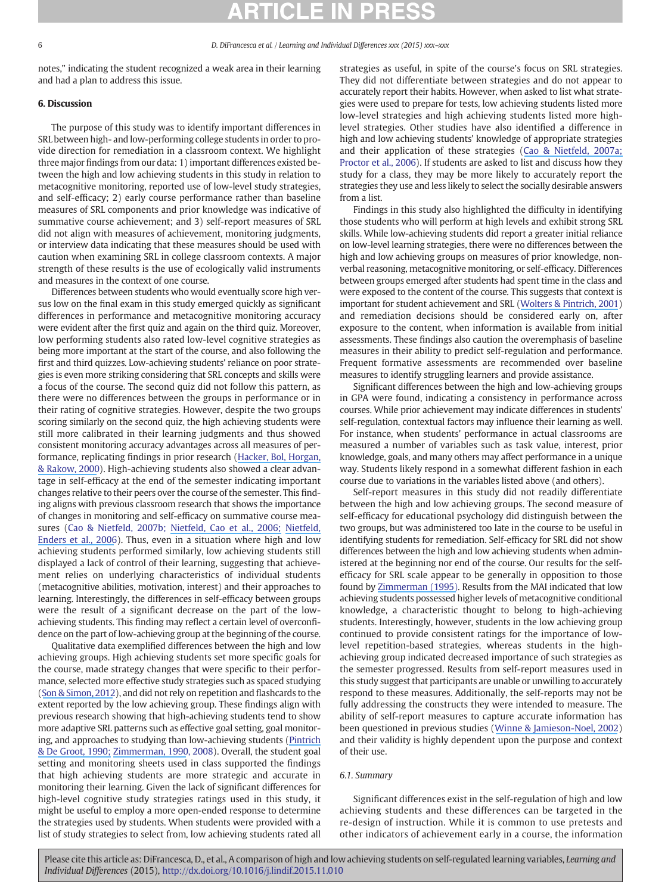notes," indicating the student recognized a weak area in their learning and had a plan to address this issue.

## 6. Discussion

The purpose of this study was to identify important differences in SRL between high- and low-performing college students in order to provide direction for remediation in a classroom context. We highlight three major findings from our data: 1) important differences existed between the high and low achieving students in this study in relation to metacognitive monitoring, reported use of low-level study strategies, and self-efficacy; 2) early course performance rather than baseline measures of SRL components and prior knowledge was indicative of summative course achievement; and 3) self-report measures of SRL did not align with measures of achievement, monitoring judgments, or interview data indicating that these measures should be used with caution when examining SRL in college classroom contexts. A major strength of these results is the use of ecologically valid instruments and measures in the context of one course.

Differences between students who would eventually score high versus low on the final exam in this study emerged quickly as significant differences in performance and metacognitive monitoring accuracy were evident after the first quiz and again on the third quiz. Moreover, low performing students also rated low-level cognitive strategies as being more important at the start of the course, and also following the first and third quizzes. Low-achieving students' reliance on poor strategies is even more striking considering that SRL concepts and skills were a focus of the course. The second quiz did not follow this pattern, as there were no differences between the groups in performance or in their rating of cognitive strategies. However, despite the two groups scoring similarly on the second quiz, the high achieving students were still more calibrated in their learning judgments and thus showed consistent monitoring accuracy advantages across all measures of performance, replicating findings in prior research (Hacker, Bol, Horgan, & Rakow, 2000). High-achieving students also showed a clear advantage in self-efficacy at the end of the semester indicating important changes relative to their peers over the course of the semester. This finding aligns with previous classroom research that shows the importance of changes in monitoring and self-efficacy on summative course measures (Cao & Nietfeld, 2007b; Nietfeld, Cao et al., 2006; Nietfeld, Enders et al., 2006). Thus, even in a situation where high and low achieving students performed similarly, low achieving students still displayed a lack of control of their learning, suggesting that achievement relies on underlying characteristics of individual students (metacognitive abilities, motivation, interest) and their approaches to learning. Interestingly, the differences in self-efficacy between groups were the result of a significant decrease on the part of the low-achieving students. This finding may reflect a certain level of overconfidence on the part of low-achieving group at the beginning of the course.

Qualitative data exemplified differences between the high and low achieving groups. High achieving students set more specific goals for the course, made strategy changes that were specific to their performance, selected more effective study strategies such as spaced studying (Son & Simon, 2012), and did not rely on repetition and flashcards to the extent reported by the low achieving group. These findings align with previous research showing that high-achieving students tend to show more adaptive SRL patterns such as effective goal setting, goal monitoring, and approaches to studying than low-achieving students (Pintrich & De Groot, 1990; Zimmerman, 1990, 2008). Overall, the student goal setting and monitoring sheets used in class supported the findings that high achieving students are more strategic and accurate in monitoring their learning. Given the lack of significant differences for high-level cognitive study strategies ratings used in this study, it might be useful to employ a more open-ended response to determine the strategies used by students. When students were provided with a list of study strategies to select from, low achieving students rated all strategies as useful, in spite of the course's focus on SRL strategies. They did not differentiate between strategies and do not appear to accurately report their habits. However, when asked to list what strategies were used to prepare for tests, low achieving students listed more low-level strategies and high achieving students listed more high-level strategies. Other studies have also identified a difference in high and low achieving students' knowledge of appropriate strategies and their application of these strategies (Cao & Nietfeld, 2007a; Proctor et al., 2006). If students are asked to list and discuss how they study for a class, they may be more likely to accurately report the strategies they use and less likely to select the socially desirable answers from a list.

Findings in this study also highlighted the difficulty in identifying those students who will perform at high levels and exhibit strong SRL skills. While low-achieving students did report a greater initial reliance on low-level learning strategies, there were no differences between the high and low achieving groups on measures of prior knowledge, nonverbal reasoning, metacognitive monitoring, or self-efficacy. Differences between groups emerged after students had spent time in the class and were exposed to the content of the course. This suggests that context is important for student achievement and SRL (Wolters & Pintrich, 2001) and remediation decisions should be considered early on, after exposure to the content, when information is available from initial assessments. These findings also caution the overemphasis of baseline measures in their ability to predict self-regulation and performance. Frequent formative assessments are recommended over baseline measures to identify struggling learners and provide assistance.

Significant differences between the high and low-achieving groups in GPA were found, indicating a consistency in performance across courses. While prior achievement may indicate differences in students' self-regulation, contextual factors may influence their learning as well. For instance, when students' performance in actual classrooms are measured a number of variables such as task value, interest, prior knowledge, goals, and many others may affect performance in a unique way. Students likely respond in a somewhat different fashion in each course due to variations in the variables listed above (and others).

Self-report measures in this study did not readily differentiate between the high and low achieving groups. The second measure of self-efficacy for educational psychology did distinguish between the two groups, but was administered too late in the course to be useful in identifying students for remediation. Self-efficacy for SRL did not show differences between the high and low achieving students when administered at the beginning nor end of the course. Our results for the self-efficacy for SRL scale appear to be generally in opposition to those found by Zimmerman (1995). Results from the MAI indicated that low achieving students possessed higher levels of metacognitive conditional knowledge, a characteristic thought to belong to high-achieving students. Interestingly, however, students in the low achieving group continued to provide consistent ratings for the importance of low-level repetition-based strategies, whereas students in the high-achieving group indicated decreased importance of such strategies as the semester progressed. Results from self-report measures used in this study suggest that participants are unable or unwilling to accurately respond to these measures. Additionally, the self-reports may not be fully addressing the constructs they were intended to measure. The ability of self-report measures to capture accurate information has been questioned in previous studies (Winne & Jamieson-Noel, 2002) and their validity is highly dependent upon the purpose and context of their use.

### 6.1. Summary

Significant differences exist in the self-regulation of high and low achieving students and these differences can be targeted in the re-design of instruction. While it is common to use pretests and other indicators of achievement early in a course, the information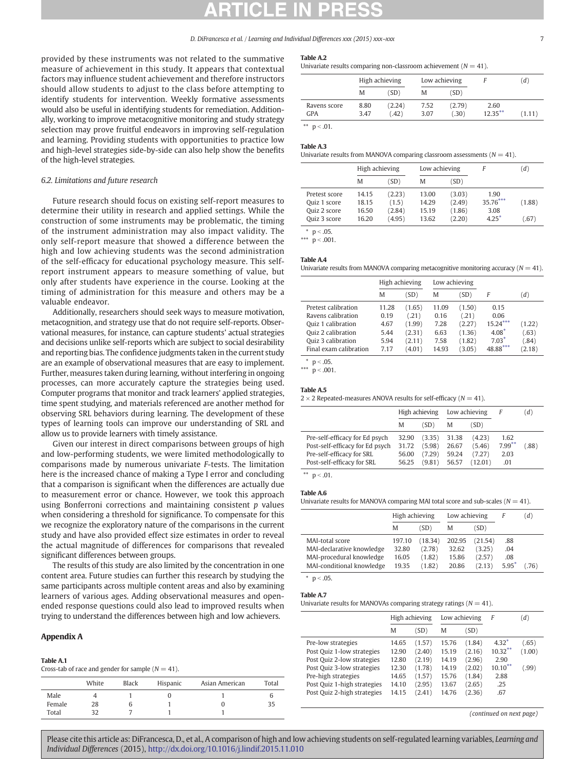provided by these instruments was not related to the summative measure of achievement in this study. It appears that contextual factors may influence student achievement and therefore instructors should allow students to adjust to the class before attempting to identify students for intervention. Weekly formative assessments would also be useful in identifying students for remediation. Additionally, working to improve metacognitive monitoring and study strategy selection may prove fruitful endeavors in improving self-regulation and learning. Providing students with opportunities to practice low and high-level strategies side-by-side can also help show the benefits of the high-level strategies.

### 6.2. Limitations and future research

Future research should focus on existing self-report measures to determine their utility in research and applied settings. While the construction of some instruments may be problematic, the timing of the instrument administration may also impact validity. The only self-report measure that showed a difference between the high and low achieving students was the second administration of the self-efficacy for educational psychology measure. This self-report instrument appears to measure something of value, but only after students have experience in the course. Looking at the timing of administration for this measure and others may be a valuable endeavor.

Additionally, researchers should seek ways to measure motivation, metacognition, and strategy use that do not require self-reports. Observational measures, for instance, can capture students' actual strategies and decisions unlike self-reports which are subject to social desirability and reporting bias. The confidence judgments taken in the current study are an example of observational measures that are easy to implement. Further, measures taken during learning, without interfering in ongoing processes, can more accurately capture the strategies being used. Computer programs that monitor and track learners' applied strategies, time spent studying, and materials referenced are another method for observing SRL behaviors during learning. The development of these types of learning tools can improve our understanding of SRL and allow us to provide learners with timely assistance.

Given our interest in direct comparisons between groups of high and low-performing students, we were limited methodologically to comparisons made by numerous univariate $F$-tests. The limitation here is the increased chance of making a Type I error and concluding that a comparison is significant when the differences are actually due to measurement error or chance. However, we took this approach using Bonferroni corrections and maintaining consistent $p$ values when considering a threshold for significance. To compensate for this we recognize the exploratory nature of the comparisons in the current study and have also provided effect size estimates in order to reveal the actual magnitude of differences for comparisons that revealed significant differences between groups.

The results of this study are also limited by the concentration in one content area. Future studies can further this research by studying the same participants across multiple content areas and also by examining learners of various ages. Adding observational measures and open-ended response questions could also lead to improved results when trying to understand the differences between high and low achievers.

## Appendix A

**Table A.1**
Cross-tab of race and gender for sample ($N = 41$).

| | White | Black | Hispanic | Asian American | Total |
|---|---|---|---|---|---|
| Male | 4 | 1 | 0 | 1 | 6 |
| Female | 28 | 6 | 1 | 0 | 35 |
| Total | 32 | 7 | 1 | 1 | |

**Table A.2**
Univariate results comparing non-classroom achievement ($N = 41$).

| | High achieving | | Low achieving | | $F$ | ($d$) |
|---|---|---|---|---|---|---|
| | M | (SD) | M | (SD) | | |
| Ravens score | 8.80 | (2.24) | 7.52 | (2.79) | 2.60 | |
| GPA | 3.47 | (.42) | 3.07 | (.30) | 12.35** | (1.11) |

** $p < .01$.

**Table A.3**
Univariate results from MANOVA comparing classroom assessments ($N = 41$).

| | High achieving | | Low achieving | | $F$ | ($d$) |
|---|---|---|---|---|---|---|
| | M | (SD) | M | (SD) | | |
| Pretest score | 14.15 | (2.23) | 13.00 | (3.03) | 1.90 | |
| Quiz 1 score | 18.15 | (1.5) | 14.29 | (2.49) | 35.76*** | (1.88) |
| Quiz 2 score | 16.50 | (2.84) | 15.19 | (1.86) | 3.08 | |
| Quiz 3 score | 16.20 | (4.95) | 13.62 | (2.20) | 4.25* | (.67) |

* $p < .05$.
*** $p < .001$.

**Table A.4**
Univariate results from MANOVA comparing metacognitive monitoring accuracy ($N = 41$).

| | High achieving | | Low achieving | | $F$ | ($d$) |
|---|---|---|---|---|---|---|
| | M | (SD) | M | (SD) | | |
| Pretest calibration | 11.28 | (1.65) | 11.09 | (1.50) | 0.15 | |
| Ravens calibration | 0.19 | (.21) | 0.16 | (.21) | 0.06 | |
| Quiz 1 calibration | 4.67 | (1.99) | 7.28 | (2.27) | 15.24*** | (1.22) |
| Quiz 2 calibration | 5.44 | (2.31) | 6.63 | (1.36) | 4.08* | (.63) |
| Quiz 3 calibration | 5.94 | (2.11) | 7.58 | (1.82) | 7.03* | (.84) |
| Final exam calibration | 7.17 | (4.01) | 14.93 | (3.05) | 48.88*** | (2.18) |

* $p < .05$.
*** $p < .001$.

**Table A.5**
2 × 2 Repeated-measures ANOVA results for self-efficacy ($N = 41$).

| | High achieving | | Low achieving | | $F$ | ($d$) |
|---|---|---|---|---|---|---|
| | M | (SD) | M | (SD) | | |
| Pre-self-efficacy for Ed psych | 32.90 | (3.35) | 31.38 | (4.23) | 1.62 | |
| Post-self-efficacy for Ed psych | 31.72 | (5.98) | 26.67 | (5.46) | 7.99** | (.88) |
| Pre-self-efficacy for SRL | 56.00 | (7.29) | 59.24 | (7.27) | 2.03 | |
| Post-self-efficacy for SRL | 56.25 | (9.81) | 56.57 | (12.01) | .01 | |

** $p < .01$.

**Table A.6**
Univariate results for MANOVA comparing MAI total score and sub-scales ($N = 41$).

| | High achieving | | Low achieving | | $F$ | ($d$) |
|---|---|---|---|---|---|---|
| | M | (SD) | M | (SD) | | |
| MAI-total score | 197.10 | (18.34) | 202.95 | (21.54) | .88 | |
| MAI-declarative knowledge | 32.80 | (2.78) | 32.62 | (3.25) | .04 | |
| MAI-procedural knowledge | 16.05 | (1.82) | 15.86 | (2.57) | .08 | |
| MAI-conditional knowledge | 19.35 | (1.82) | 20.86 | (2.13) | 5.95* | (.76) |

* $p < .05$.

**Table A.7**
Univariate results for MANOVAs comparing strategy ratings ($N = 41$).

| | High achieving | | Low achieving | | $F$ | ($d$) |
|---|---|---|---|---|---|---|
| | M | (SD) | M | (SD) | | |
| Pre-low strategies | 14.65 | (1.57) | 15.76 | (1.84) | 4.32* | (.65) |
| Post Quiz 1-low strategies | 12.90 | (2.40) | 15.19 | (2.16) | 10.32** | (1.00) |
| Post Quiz 2-low strategies | 12.80 | (2.19) | 14.19 | (2.96) | 2.90 | |
| Post Quiz 3-low strategies | 12.30 | (1.78) | 14.19 | (2.02) | 10.10** | (.99) |
| Pre-high strategies | 14.65 | (1.57) | 15.76 | (1.84) | 2.88 | |
| Post Quiz 1-high strategies | 14.10 | (2.95) | 13.67 | (2.65) | .25 | |
| Post Quiz 2-high strategies | 14.15 | (2.41) | 14.76 | (2.36) | .67 | |

(continued on next page)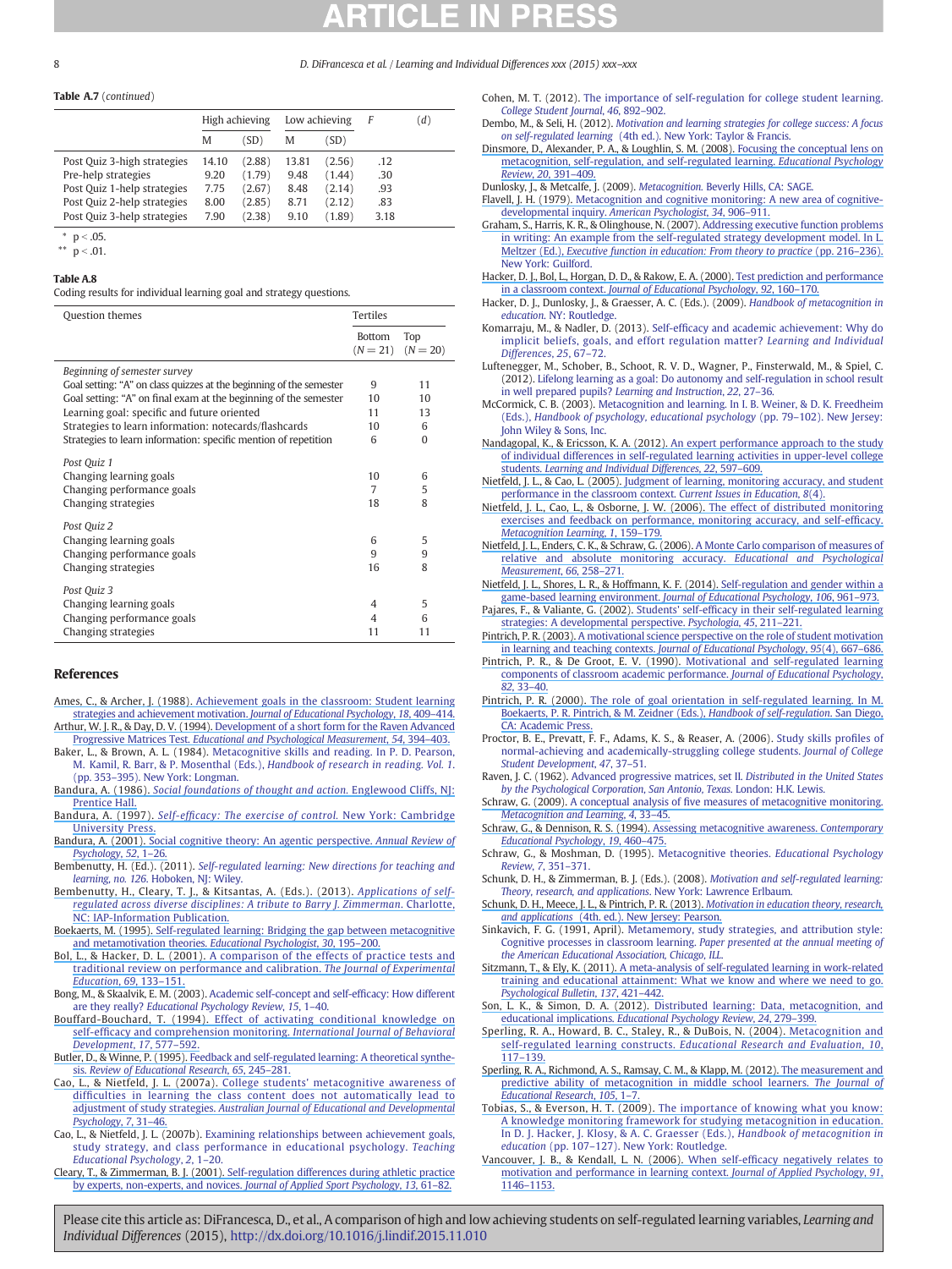**Table A.7** (*continued*)

| | High achieving | | Low achieving | | $F$ | ($d$) |
|---|---|---|---|---|---|---|
| | M | (SD) | M | (SD) | | |
| Post Quiz 3-high strategies | 14.10 | (2.88) | 13.81 | (2.56) | .12 | |
| Pre-help strategies | 9.20 | (1.79) | 9.48 | (1.44) | .30 | |
| Post Quiz 1-help strategies | 7.75 | (2.67) | 8.48 | (2.14) | .93 | |
| Post Quiz 2-help strategies | 8.00 | (2.85) | 8.71 | (2.12) | .83 | |
| Post Quiz 3-help strategies | 7.90 | (2.38) | 9.10 | (1.89) | 3.18 | |

\* $p < .05$.

\*\* $p < .01$.

**Table A.8**

Coding results for individual learning goal and strategy questions.

| Question themes | Tertiles | |
|---|---|---|
| | Bottom ($N = 21$) | Top ($N = 20$) |
| *Beginning of semester survey* | | |
| Goal setting: "A" on class quizzes at the beginning of the semester | 9 | 11 |
| Goal setting: "A" on final exam at the beginning of the semester | 10 | 10 |
| Learning goal: specific and future oriented | 11 | 13 |
| Strategies to learn information: notecards/flashcards | 10 | 6 |
| Strategies to learn information: specific mention of repetition | 6 | 0 |
| *Post Quiz 1* | | |
| Changing learning goals | 10 | 6 |
| Changing performance goals | 7 | 5 |
| Changing strategies | 18 | 8 |
| *Post Quiz 2* | | |
| Changing learning goals | 6 | 5 |
| Changing performance goals | 9 | 9 |
| Changing strategies | 16 | 8 |
| *Post Quiz 3* | | |
| Changing learning goals | 4 | 5 |
| Changing performance goals | 4 | 6 |
| Changing strategies | 11 | 11 |

## References

Ames, C., & Archer, J. (1988). Achievement goals in the classroom: Student learning strategies and achievement motivation. *Journal of Educational Psychology*, *18*, 409–414.

Arthur, W. J. R., & Day, D. V. (1994). Development of a short form for the Raven Advanced Progressive Matrices Test. *Educational and Psychological Measurement*, *54*, 394–403.

Baker, L., & Brown, A. L. (1984). Metacognitive skills and reading. In P. D. Pearson, M. Kamil, R. Barr, & P. Mosenthal (Eds.), *Handbook of research in reading. Vol. 1*. (pp. 353–395). New York: Longman.

Bandura, A. (1986). *Social foundations of thought and action*. Englewood Cliffs, NJ: Prentice Hall.

Bandura, A. (1997). *Self-efficacy: The exercise of control*. New York: Cambridge University Press.

Bandura, A. (2001). Social cognitive theory: An agentic perspective. *Annual Review of Psychology*, *52*, 1–26.

Bembenutty, H. (Ed.). (2011). *Self-regulated learning: New directions for teaching and learning, no. 126*. Hoboken, NJ: Wiley.

Bembenutty, H., Cleary, T. J., & Kitsantas, A. (Eds.). (2013). *Applications of self-regulated across diverse disciplines: A tribute to Barry J. Zimmerman*. Charlotte, NC: IAP-Information Publication.

Boekaerts, M. (1995). Self-regulated learning: Bridging the gap between metacognitive and metamotivation theories. *Educational Psychologist*, *30*, 195–200.

Bol, L., & Hacker, D. L. (2001). A comparison of the effects of practice tests and traditional review on performance and calibration. *The Journal of Experimental Education*, *69*, 133–151.

Bong, M., & Skaalvik, E. M. (2003). Academic self-concept and self-efficacy: How different are they really? *Educational Psychology Review*, *15*, 1–40.

Bouffard-Bouchard, T. (1994). Effect of activating conditional knowledge on self-efficacy and comprehension monitoring. *International Journal of Behavioral Development*, *17*, 577–592.

Butler, D., & Winne, P. (1995). Feedback and self-regulated learning: A theoretical synthesis. *Review of Educational Research*, *65*, 245–281.

Cao, L., & Nietfeld, J. L. (2007a). College students' metacognitive awareness of difficulties in learning the class content does not automatically lead to adjustment of study strategies. *Australian Journal of Educational and Developmental Psychology*, *7*, 31–46.

Cao, L., & Nietfeld, J. L. (2007b). Examining relationships between achievement goals, study strategy, and class performance in educational psychology. *Teaching Educational Psychology*, *2*, 1–20.

Cleary, T., & Zimmerman, B. J. (2001). Self-regulation differences during athletic practice by experts, non-experts, and novices. *Journal of Applied Sport Psychology*, *13*, 61–82.

Cohen, M. T. (2012). The importance of self-regulation for college student learning. *College Student Journal*, *46*, 892–902.

Dembo, M., & Seli, H. (2012). *Motivation and learning strategies for college success: A focus on self-regulated learning* (4th ed.). New York: Taylor & Francis.

Dinsmore, D., Alexander, P. A., & Loughlin, S. M. (2008). Focusing the conceptual lens on metacognition, self-regulation, and self-regulated learning. *Educational Psychology Review*, *20*, 391–409.

Dunlosky, J., & Metcalfe, J. (2009). *Metacognition*. Beverly Hills, CA: SAGE.

Flavell, J. H. (1979). Metacognition and cognitive monitoring: A new area of cognitive-developmental inquiry. *American Psychologist*, *34*, 906–911.

Graham, S., Harris, K. R., & Olinghouse, N. (2007). Addressing executive function problems in writing: An example from the self-regulated strategy development model. In L. Meltzer (Ed.), *Executive function in education: From theory to practice* (pp. 216–236). New York: Guilford.

Hacker, D. J., Bol, L., Horgan, D. D., & Rakow, E. A. (2000). Test prediction and performance in a classroom context. *Journal of Educational Psychology*, *92*, 160–170.

Hacker, D. J., Dunlosky, J., & Graesser, A. C. (Eds.). (2009). *Handbook of metacognition in education*. NY: Routledge.

Komarraju, M., & Nadler, D. (2013). Self-efficacy and academic achievement: Why do implicit beliefs, goals, and effort regulation matter? *Learning and Individual Differences*, *25*, 67–72.

Luftenegger, M., Schober, B., Schoot, R. V. D., Wagner, P., Finsterwald, M., & Spiel, C. (2012). Lifelong learning as a goal: Do autonomy and self-regulation in school result in well prepared pupils? *Learning and Instruction*, *22*, 27–36.

McCormick, C. B. (2003). Metacognition and learning. In I. B. Weiner, & D. K. Freedheim (Eds.), *Handbook of psychology, educational psychology* (pp. 79–102). New Jersey: John Wiley & Sons, Inc.

Nandagopal, K., & Ericsson, K. A. (2012). An expert performance approach to the study of individual differences in self-regulated learning activities in upper-level college students. *Learning and Individual Differences*, *22*, 597–609.

Nietfeld, J. L., & Cao, L. (2005). Judgment of learning, monitoring accuracy, and student performance in the classroom context. *Current Issues in Education*, *8*(4).

Nietfeld, J. L., Cao, L., & Osborne, J. W. (2006). The effect of distributed monitoring exercises and feedback on performance, monitoring accuracy, and self-efficacy. *Metacognition Learning*, *1*, 159–179.

Nietfeld, J. L., Enders, C. K., & Schraw, G. (2006). A Monte Carlo comparison of measures of relative and absolute monitoring accuracy. *Educational and Psychological Measurement*, *66*, 258–271.

Nietfeld, J. L., Shores, L. R., & Hoffmann, K. F. (2014). Self-regulation and gender within a game-based learning environment. *Journal of Educational Psychology*, *106*, 961–973.

Pajares, F., & Valiante, G. (2002). Students' self-efficacy in their self-regulated learning strategies: A developmental perspective. *Psychologia*, *45*, 211–221.

Pintrich, P. R. (2003). A motivational science perspective on the role of student motivation in learning and teaching contexts. *Journal of Educational Psychology*, *95*(4), 667–686.

Pintrich, P. R., & De Groot, E. V. (1990). Motivational and self-regulated learning components of classroom academic performance. *Journal of Educational Psychology*, *82*, 33–40.

Pintrich, P. R. (2000). The role of goal orientation in self-regulated learning. In M. Boekaerts, P. R. Pintrich, & M. Zeidner (Eds.), *Handbook of self-regulation*. San Diego, CA: Academic Press.

Proctor, B. E., Prevatt, F. F., Adams, K. S., & Reaser, A. (2006). Study skills profiles of normal-achieving and academically-struggling college students. *Journal of College Student Development*, *47*, 37–51.

Raven, J. C. (1962). Advanced progressive matrices, set II. *Distributed in the United States by the Psychological Corporation, San Antonio, Texas*. London: H.K. Lewis.

Schraw, G. (2009). A conceptual analysis of five measures of metacognitive monitoring. *Metacognition and Learning*, *4*, 33–45.

Schraw, G., & Dennison, R. S. (1994). Assessing metacognitive awareness. *Contemporary Educational Psychology*, *19*, 460–475.

Schraw, G., & Moshman, D. (1995). Metacognitive theories. *Educational Psychology Review*, *7*, 351–371.

Schunk, D. H., & Zimmerman, B. J. (Eds.). (2008). *Motivation and self-regulated learning: Theory, research, and applications*. New York: Lawrence Erlbaum.

Schunk, D. H., Meece, J. L., & Pintrich, P. R. (2013). *Motivation in education theory, research, and applications* (4th ed.). New Jersey: Pearson.

Sinkavich, F. G. (1991, April). Metamemory, study strategies, and attribution style: Cognitive processes in classroom learning. *Paper presented at the annual meeting of the American Educational Association, Chicago, ILL*.

Sitzmann, T., & Ely, K. (2011). A meta-analysis of self-regulated learning in work-related training and educational attainment: What we know and where we need to go. *Psychological Bulletin*, *137*, 421–442.

Son, L. K., & Simon, D. A. (2012). Distributed learning: Data, metacognition, and educational implications. *Educational Psychology Review*, *24*, 279–399.

Sperling, R. A., Howard, B. C., Staley, R., & DuBois, N. (2004). Metacognition and self-regulated learning constructs. *Educational Research and Evaluation*, *10*, 117–139.

Sperling, R. A., Richmond, A. S., Ramsay, C. M., & Klapp, M. (2012). The measurement and predictive ability of metacognition in middle school learners. *The Journal of Educational Research*, *105*, 1–7.

Tobias, S., & Everson, H. T. (2009). The importance of knowing what you know: A knowledge monitoring framework for studying metacognition in education. In D. J. Hacker, J. Klosy, & A. C. Graesser (Eds.), *Handbook of metacognition in education* (pp. 107–127). New York: Routledge.

Vancouver, J. B., & Kendall, L. N. (2006). When self-efficacy negatively relates to motivation and performance in learning context. *Journal of Applied Psychology*, *91*, 1146–1153.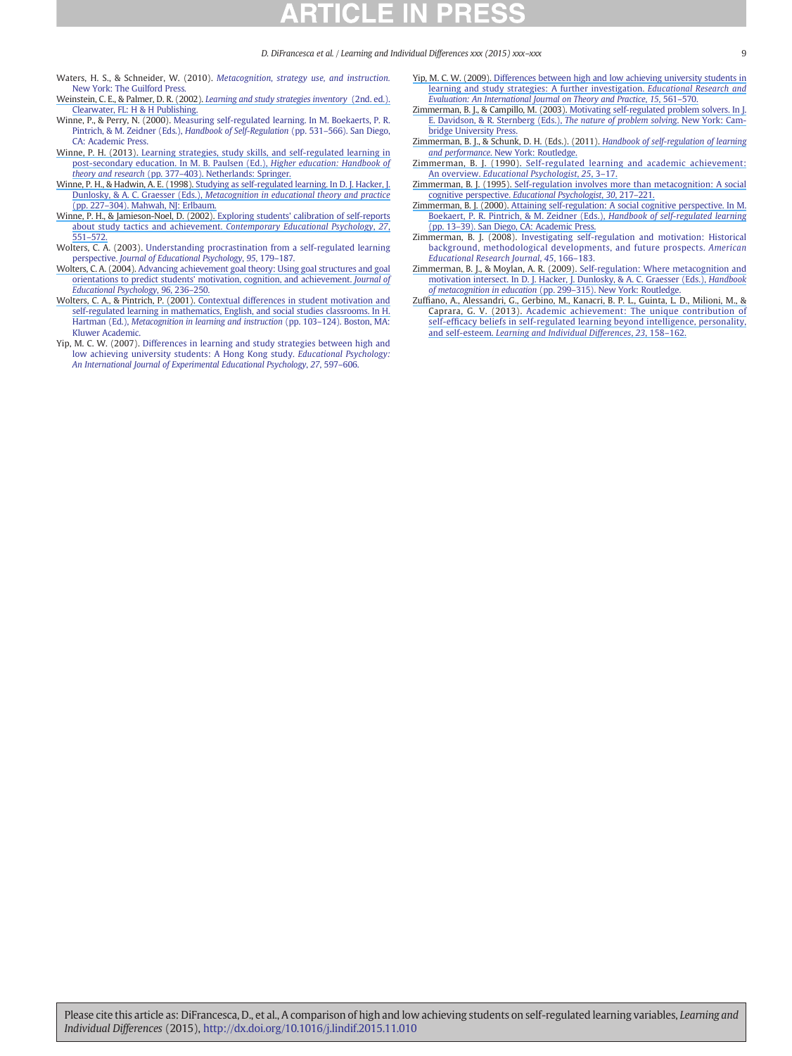Waters, H. S., & Schneider, W. (2010). *Metacognition, strategy use, and instruction*. New York: The Guilford Press.

Weinstein, C. E., & Palmer, D. R. (2002). *Learning and study strategies inventory* (2nd. ed.). Clearwater, FL: H & H Publishing.

Winne, P., & Perry, N. (2000). Measuring self-regulated learning. In M. Boekaerts, P. R. Pintrich, & M. Zeidner (Eds.), *Handbook of Self-Regulation* (pp. 531–566). San Diego, CA: Academic Press.

Winne, P. H. (2013). Learning strategies, study skills, and self-regulated learning in post-secondary education. In M. B. Paulsen (Ed.), *Higher education: Handbook of theory and research* (pp. 377–403). Netherlands: Springer.

Winne, P. H., & Hadwin, A. E. (1998). Studying as self-regulated learning. In D. J. Hacker, J. Dunlosky, & A. C. Graesser (Eds.), *Metacognition in educational theory and practice* (pp. 227–304). Mahwah, NJ: Erlbaum.

Winne, P. H., & Jamieson-Noel, D. (2002). Exploring students' calibration of self-reports about study tactics and achievement. *Contemporary Educational Psychology*, *27*, 551–572.

Wolters, C. A. (2003). Understanding procrastination from a self-regulated learning perspective. *Journal of Educational Psychology*, *95*, 179–187.

Wolters, C. A. (2004). Advancing achievement goal theory: Using goal structures and goal orientations to predict students' motivation, cognition, and achievement. *Journal of Educational Psychology*, *96*, 236–250.

Wolters, C. A., & Pintrich, P. (2001). Contextual differences in student motivation and self-regulated learning in mathematics, English, and social studies classrooms. In H. Hartman (Ed.), *Metacognition in learning and instruction* (pp. 103–124). Boston, MA: Kluwer Academic.

Yip, M. C. W. (2007). Differences in learning and study strategies between high and low achieving university students: A Hong Kong study. *Educational Psychology: An International Journal of Experimental Educational Psychology*, *27*, 597–606.

Yip, M. C. W. (2009). Differences between high and low achieving university students in learning and study strategies: A further investigation. *Educational Research and Evaluation: An International Journal on Theory and Practice*, *15*, 561–570.

Zimmerman, B. J., & Campillo, M. (2003). Motivating self-regulated problem solvers. In J. E. Davidson, & R. Sternberg (Eds.), *The nature of problem solving*. New York: Cambridge University Press.

Zimmerman, B. J., & Schunk, D. H. (Eds.). (2011). *Handbook of self-regulation of learning and performance*. New York: Routledge.

Zimmerman, B. J. (1990). Self-regulated learning and academic achievement: An overview. *Educational Psychologist*, *25*, 3–17.

Zimmerman, B. J. (1995). Self-regulation involves more than metacognition: A social cognitive perspective. *Educational Psychologist*, *30*, 217–221.

Zimmerman, B. J. (2000). Attaining self-regulation: A social cognitive perspective. In M. Boekaert, P. R. Pintrich, & M. Zeidner (Eds.), *Handbook of self-regulated learning* (pp. 13–39). San Diego, CA: Academic Press.

Zimmerman, B. J. (2008). Investigating self-regulation and motivation: Historical background, methodological developments, and future prospects. *American Educational Research Journal*, *45*, 166–183.

Zimmerman, B. J., & Moylan, A. R. (2009). Self-regulation: Where metacognition and motivation intersect. In D. J. Hacker, J. Dunlosky, & A. C. Graesser (Eds.), *Handbook of metacognition in education* (pp. 299–315). New York: Routledge.

Zuffiano, A., Alessandri, G., Gerbino, M., Kanacri, B. P. L., Guinta, L. D., Milioni, M., & Caprara, G. V. (2013). Academic achievement: The unique contribution of self-efficacy beliefs in self-regulated learning beyond intelligence, personality, and self-esteem. *Learning and Individual Differences*, *23*, 158–162.

Please cite this article as: DiFrancesca, D., et al., A comparison of high and low achieving students on self-regulated learning variables, *Learning and Individual Differences* (2015), http://dx.doi.org/10.1016/j.lindif.2015.11.010